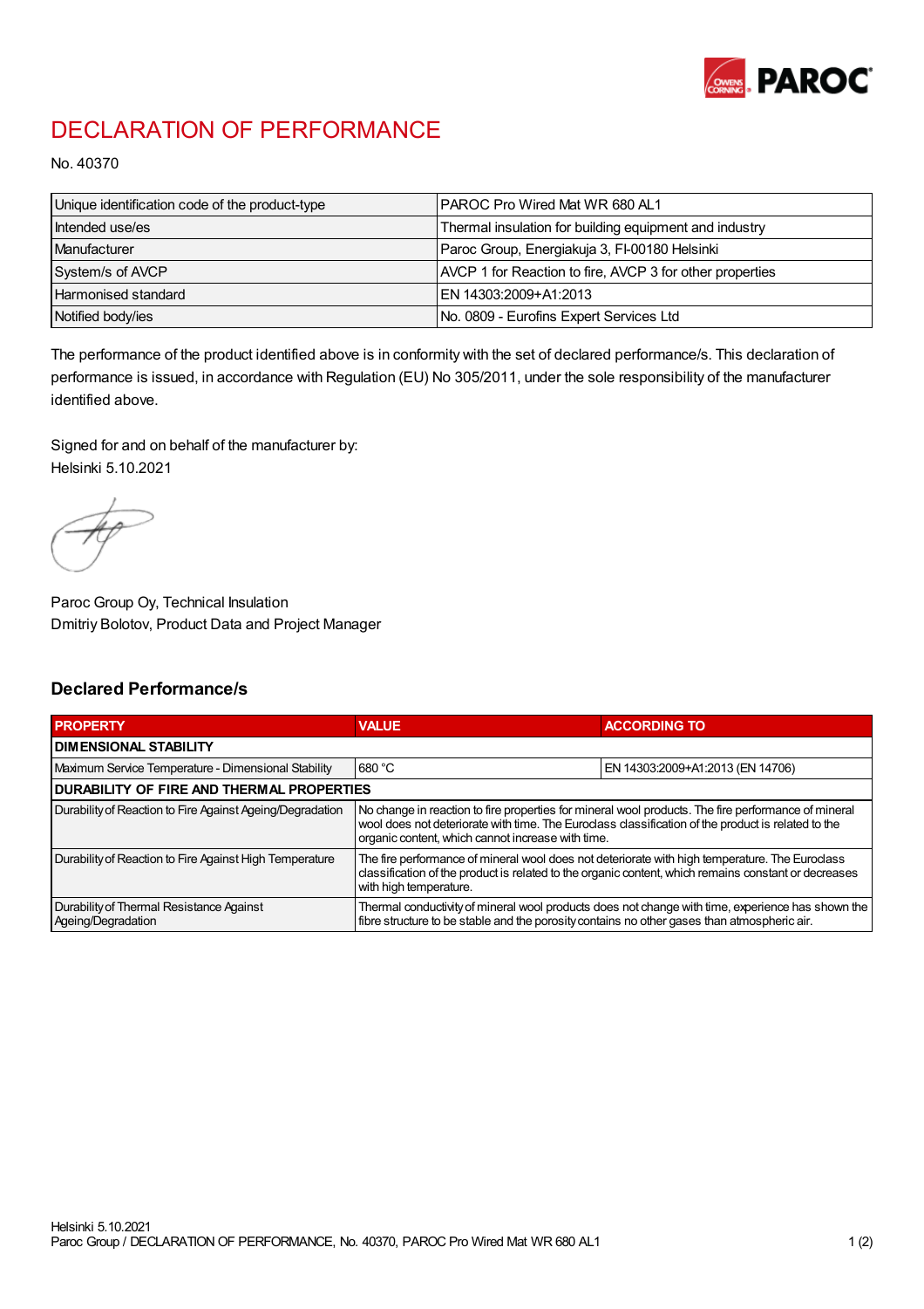# DECLARATION OF PERFORMANCE

No. 40370

| | |
|---|---|
| Unique identification code of the product-type | PAROC Pro Wired Mat WR 680 AL1 |
| Intended use/es | Thermal insulation for building equipment and industry |
| Manufacturer | Paroc Group, Energiakuja 3, FI-00180 Helsinki |
| System/s of AVCP | AVCP 1 for Reaction to fire, AVCP 3 for other properties |
| Harmonised standard | EN 14303:2009+A1:2013 |
| Notified body/ies | No. 0809 - Eurofins Expert Services Ltd |

The performance of the product identified above is in conformity with the set of declared performance/s. This declaration of performance is issued, in accordance with Regulation (EU) No 305/2011, under the sole responsibility of the manufacturer identified above.

Signed for and on behalf of the manufacturer by:
Helsinki 5.10.2021

Paroc Group Oy, Technical Insulation
Dmitriy Bolotov, Product Data and Project Manager

## Declared Performance/s

| PROPERTY | VALUE | ACCORDING TO |
|---|---|---|
| **DIMENSIONAL STABILITY** | | |
| Maximum Service Temperature - Dimensional Stability | 680 °C | EN 14303:2009+A1:2013 (EN 14706) |
| **DURABILITY OF FIRE AND THERMAL PROPERTIES** | | |
| Durability of Reaction to Fire Against Ageing/Degradation | No change in reaction to fire properties for mineral wool products. The fire performance of mineral wool does not deteriorate with time. The Euroclass classification of the product is related to the organic content, which cannot increase with time. | |
| Durability of Reaction to Fire Against High Temperature | The fire performance of mineral wool does not deteriorate with high temperature. The Euroclass classification of the product is related to the organic content, which remains constant or decreases with high temperature. | |
| Durability of Thermal Resistance Against Ageing/Degradation | Thermal conductivity of mineral wool products does not change with time, experience has shown the fibre structure to be stable and the porosity contains no other gases than atmospheric air. | |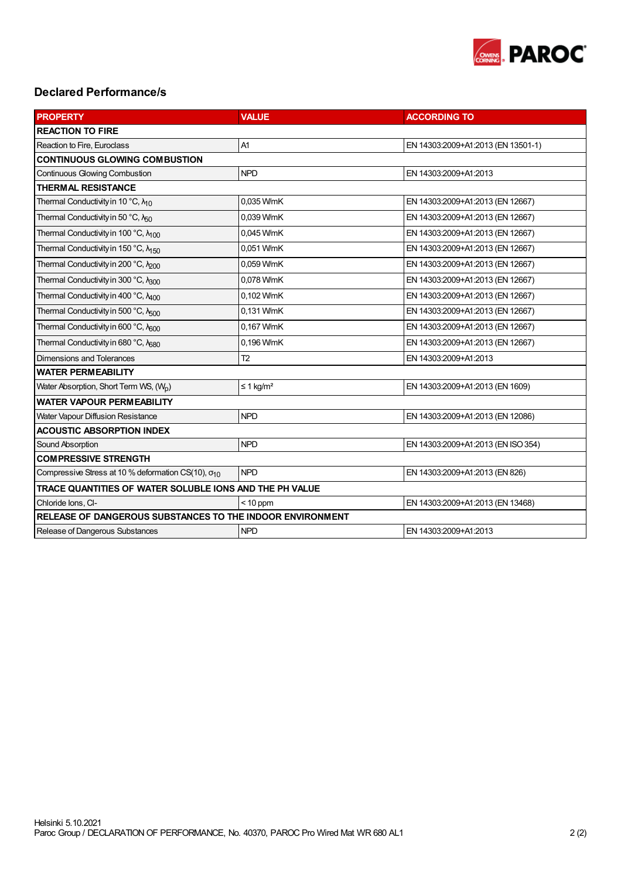## Declared Performance/s

| PROPERTY | VALUE | ACCORDING TO |
|---|---|---|
| **REACTION TO FIRE** | | |
| Reaction to Fire, Euroclass | A1 | EN 14303:2009+A1:2013 (EN 13501-1) |
| **CONTINUOUS GLOWING COMBUSTION** | | |
| Continuous Glowing Combustion | NPD | EN 14303:2009+A1:2013 |
| **THERMAL RESISTANCE** | | |
| Thermal Conductivity in 10 °C, $\lambda_{10}$ | 0,035 W/mK | EN 14303:2009+A1:2013 (EN 12667) |
| Thermal Conductivity in 50 °C, $\lambda_{50}$ | 0,039 W/mK | EN 14303:2009+A1:2013 (EN 12667) |
| Thermal Conductivity in 100 °C, $\lambda_{100}$ | 0,045 W/mK | EN 14303:2009+A1:2013 (EN 12667) |
| Thermal Conductivity in 150 °C, $\lambda_{150}$ | 0,051 W/mK | EN 14303:2009+A1:2013 (EN 12667) |
| Thermal Conductivity in 200 °C, $\lambda_{200}$ | 0,059 W/mK | EN 14303:2009+A1:2013 (EN 12667) |
| Thermal Conductivity in 300 °C, $\lambda_{300}$ | 0,078 W/mK | EN 14303:2009+A1:2013 (EN 12667) |
| Thermal Conductivity in 400 °C, $\lambda_{400}$ | 0,102 W/mK | EN 14303:2009+A1:2013 (EN 12667) |
| Thermal Conductivity in 500 °C, $\lambda_{500}$ | 0,131 W/mK | EN 14303:2009+A1:2013 (EN 12667) |
| Thermal Conductivity in 600 °C, $\lambda_{600}$ | 0,167 W/mK | EN 14303:2009+A1:2013 (EN 12667) |
| Thermal Conductivity in 680 °C, $\lambda_{680}$ | 0,196 W/mK | EN 14303:2009+A1:2013 (EN 12667) |
| Dimensions and Tolerances | T2 | EN 14303:2009+A1:2013 |
| **WATER PERMEABILITY** | | |
| Water Absorption, Short Term WS, ($W_p$) | ≤ 1 kg/m² | EN 14303:2009+A1:2013 (EN 1609) |
| **WATER VAPOUR PERMEABILITY** | | |
| Water Vapour Diffusion Resistance | NPD | EN 14303:2009+A1:2013 (EN 12086) |
| **ACOUSTIC ABSORPTION INDEX** | | |
| Sound Absorption | NPD | EN 14303:2009+A1:2013 (EN ISO 354) |
| **COMPRESSIVE STRENGTH** | | |
| Compressive Stress at 10 % deformation CS(10), $\sigma_{10}$ | NPD | EN 14303:2009+A1:2013 (EN 826) |
| **TRACE QUANTITIES OF WATER SOLUBLE IONS AND THE PH VALUE** | | |
| Chloride Ions, Cl- | < 10 ppm | EN 14303:2009+A1:2013 (EN 13468) |
| **RELEASE OF DANGEROUS SUBSTANCES TO THE INDOOR ENVIRONMENT** | | |
| Release of Dangerous Substances | NPD | EN 14303:2009+A1:2013 |

Helsinki 5.10.2021
Paroc Group / DECLARATION OF PERFORMANCE, No. 40370, PAROC Pro Wired Mat WR 680 AL1